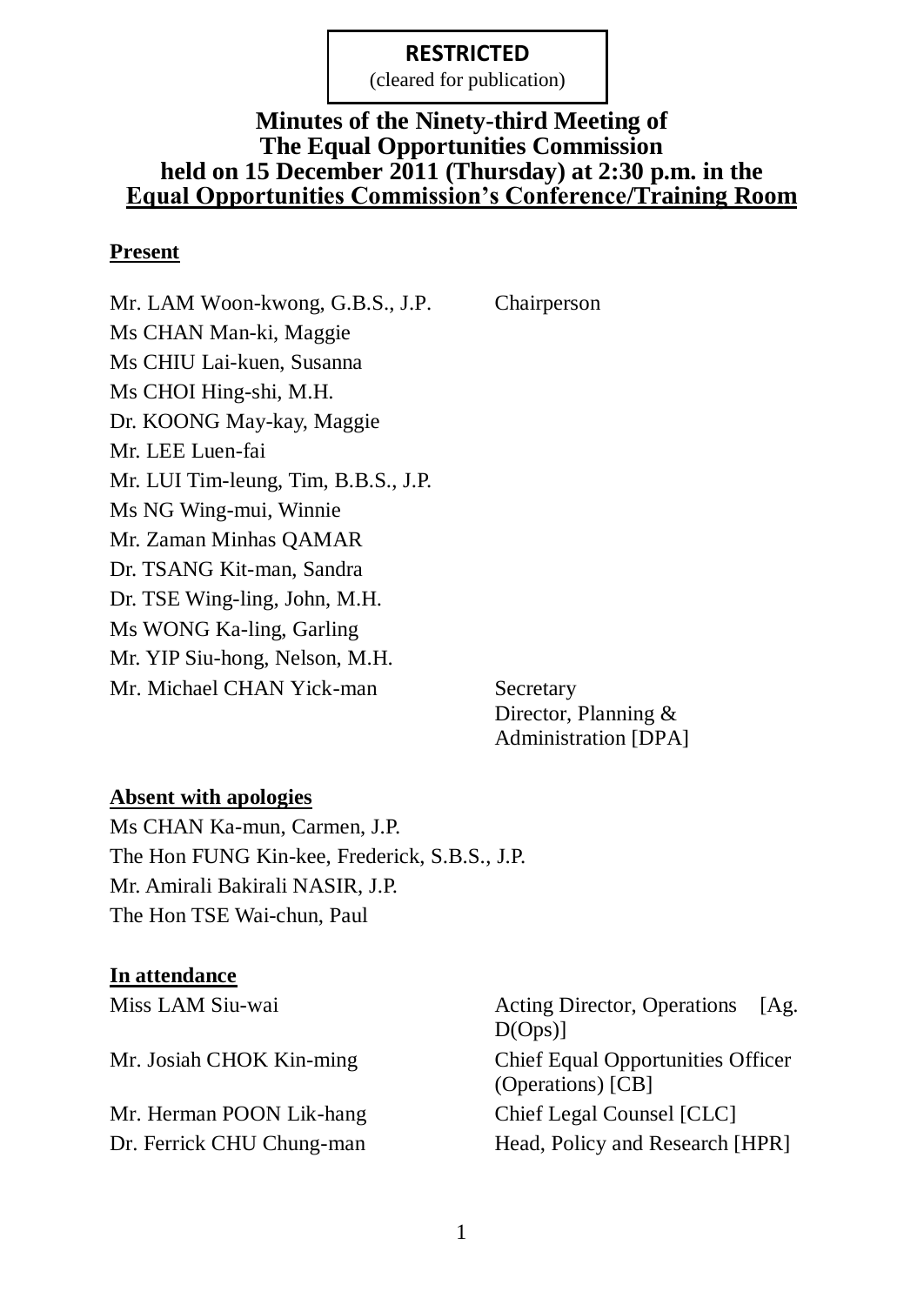**RESTRICTED**
(cleared for publication)

# Minutes of the Ninety-third Meeting of The Equal Opportunities Commission held on 15 December 2011 (Thursday) at 2:30 p.m. in the Equal Opportunities Commission's Conference/Training Room

## Present

| | |
|---|---|
| Mr. LAM Woon-kwong, G.B.S., J.P. | Chairperson |
| Ms CHAN Man-ki, Maggie | |
| Ms CHIU Lai-kuen, Susanna | |
| Ms CHOI Hing-shi, M.H. | |
| Dr. KOONG May-kay, Maggie | |
| Mr. LEE Luen-fai | |
| Mr. LUI Tim-leung, Tim, B.B.S., J.P. | |
| Ms NG Wing-mui, Winnie | |
| Mr. Zaman Minhas QAMAR | |
| Dr. TSANG Kit-man, Sandra | |
| Dr. TSE Wing-ling, John, M.H. | |
| Ms WONG Ka-ling, Garling | |
| Mr. YIP Siu-hong, Nelson, M.H. | |
| Mr. Michael CHAN Yick-man | Secretary<br>Director, Planning & Administration [DPA] |

## Absent with apologies

Ms CHAN Ka-mun, Carmen, J.P.
The Hon FUNG Kin-kee, Frederick, S.B.S., J.P.
Mr. Amirali Bakirali NASIR, J.P.
The Hon TSE Wai-chun, Paul

## In attendance

| | |
|---|---|
| Miss LAM Siu-wai | Acting Director, Operations [Ag. D(Ops)] |
| Mr. Josiah CHOK Kin-ming | Chief Equal Opportunities Officer (Operations) [CB] |
| Mr. Herman POON Lik-hang | Chief Legal Counsel [CLC] |
| Dr. Ferrick CHU Chung-man | Head, Policy and Research [HPR] |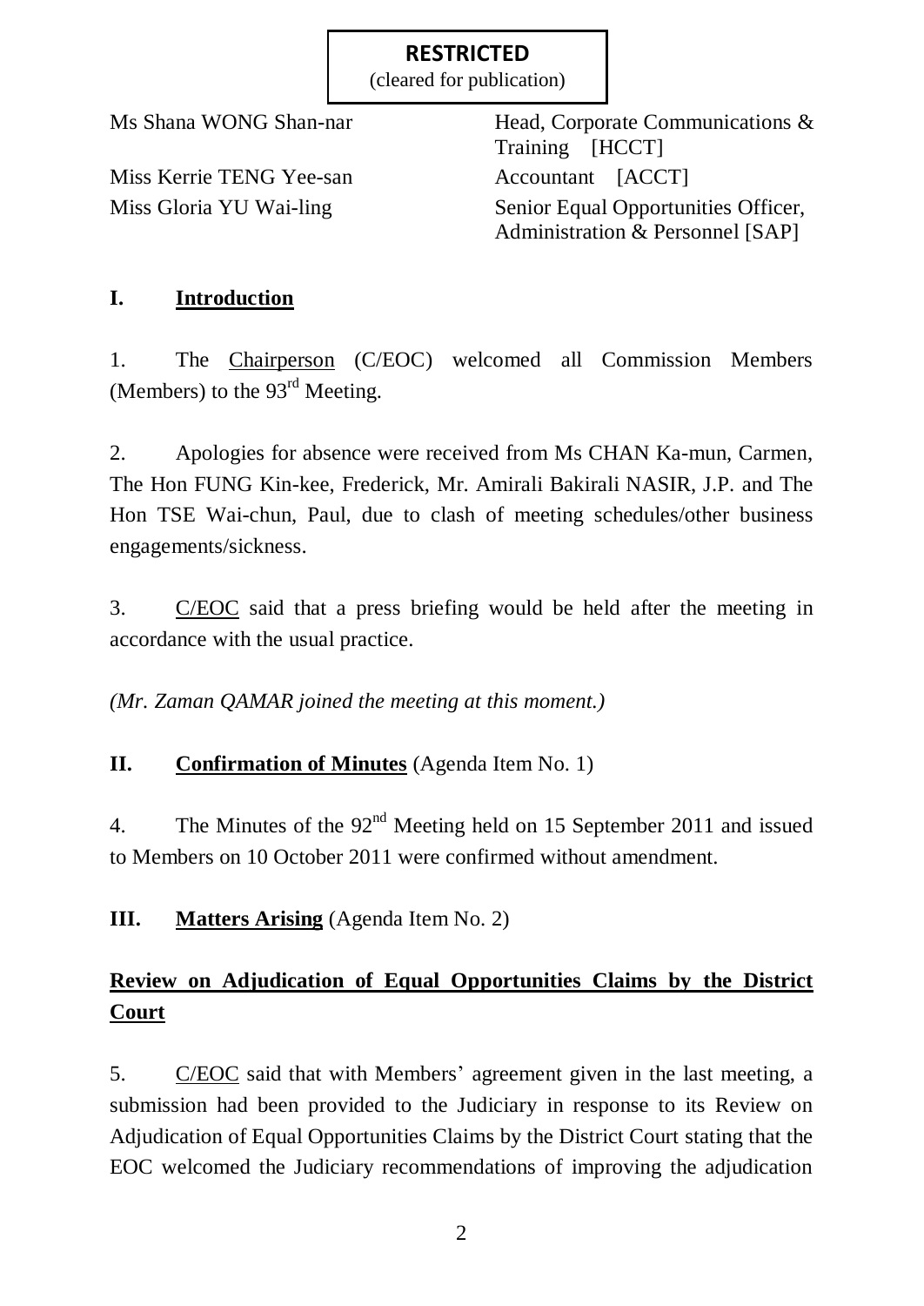**RESTRICTED**
(cleared for publication)

| | |
|---|---|
| Ms Shana WONG Shan-nar | Head, Corporate Communications & Training [HCCT] |
| Miss Kerrie TENG Yee-san | Accountant [ACCT] |
| Miss Gloria YU Wai-ling | Senior Equal Opportunities Officer, Administration & Personnel [SAP] |

## I. Introduction

1. The Chairperson (C/EOC) welcomed all Commission Members (Members) to the 93rd Meeting.

2. Apologies for absence were received from Ms CHAN Ka-mun, Carmen, The Hon FUNG Kin-kee, Frederick, Mr. Amirali Bakirali NASIR, J.P. and The Hon TSE Wai-chun, Paul, due to clash of meeting schedules/other business engagements/sickness.

3. C/EOC said that a press briefing would be held after the meeting in accordance with the usual practice.

*(Mr. Zaman QAMAR joined the meeting at this moment.)*

## II. Confirmation of Minutes (Agenda Item No. 1)

4. The Minutes of the 92nd Meeting held on 15 September 2011 and issued to Members on 10 October 2011 were confirmed without amendment.

## III. Matters Arising (Agenda Item No. 2)

### Review on Adjudication of Equal Opportunities Claims by the District Court

5. C/EOC said that with Members' agreement given in the last meeting, a submission had been provided to the Judiciary in response to its Review on Adjudication of Equal Opportunities Claims by the District Court stating that the EOC welcomed the Judiciary recommendations of improving the adjudication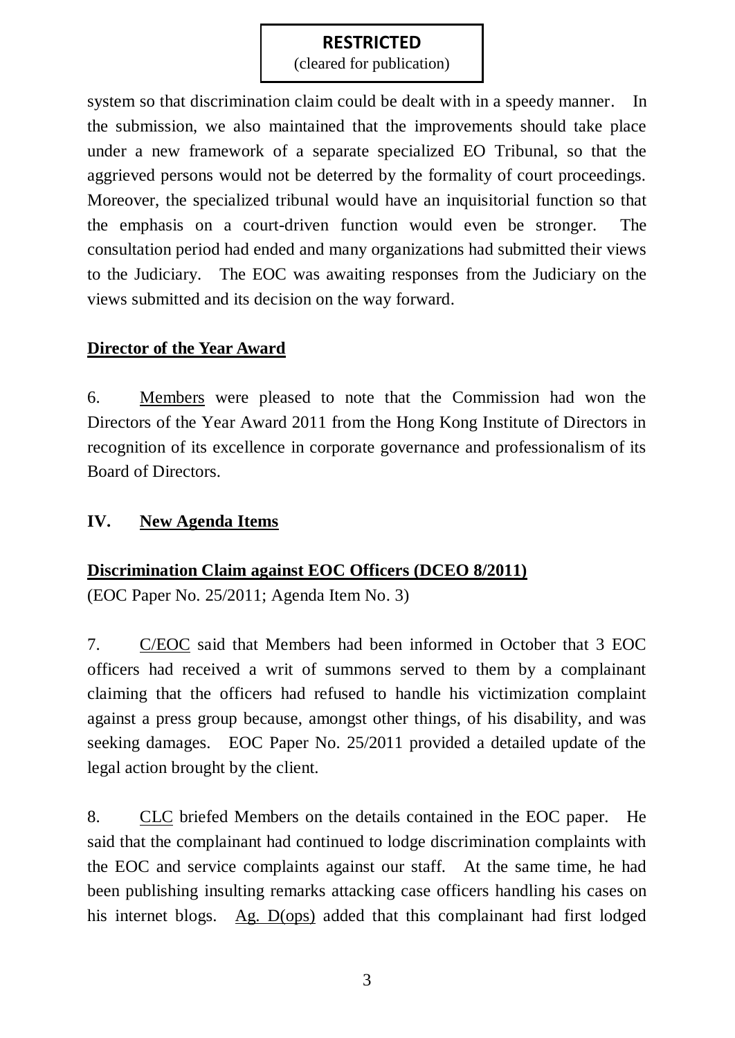system so that discrimination claim could be dealt with in a speedy manner. In the submission, we also maintained that the improvements should take place under a new framework of a separate specialized EO Tribunal, so that the aggrieved persons would not be deterred by the formality of court proceedings. Moreover, the specialized tribunal would have an inquisitorial function so that the emphasis on a court-driven function would even be stronger. The consultation period had ended and many organizations had submitted their views to the Judiciary. The EOC was awaiting responses from the Judiciary on the views submitted and its decision on the way forward.

**Director of the Year Award**

6. Members were pleased to note that the Commission had won the Directors of the Year Award 2011 from the Hong Kong Institute of Directors in recognition of its excellence in corporate governance and professionalism of its Board of Directors.

## IV. New Agenda Items

**Discrimination Claim against EOC Officers (DCEO 8/2011)**

(EOC Paper No. 25/2011; Agenda Item No. 3)

7. C/EOC said that Members had been informed in October that 3 EOC officers had received a writ of summons served to them by a complainant claiming that the officers had refused to handle his victimization complaint against a press group because, amongst other things, of his disability, and was seeking damages. EOC Paper No. 25/2011 provided a detailed update of the legal action brought by the client.

8. CLC briefed Members on the details contained in the EOC paper. He said that the complainant had continued to lodge discrimination complaints with the EOC and service complaints against our staff. At the same time, he had been publishing insulting remarks attacking case officers handling his cases on his internet blogs. Ag. D(ops) added that this complainant had first lodged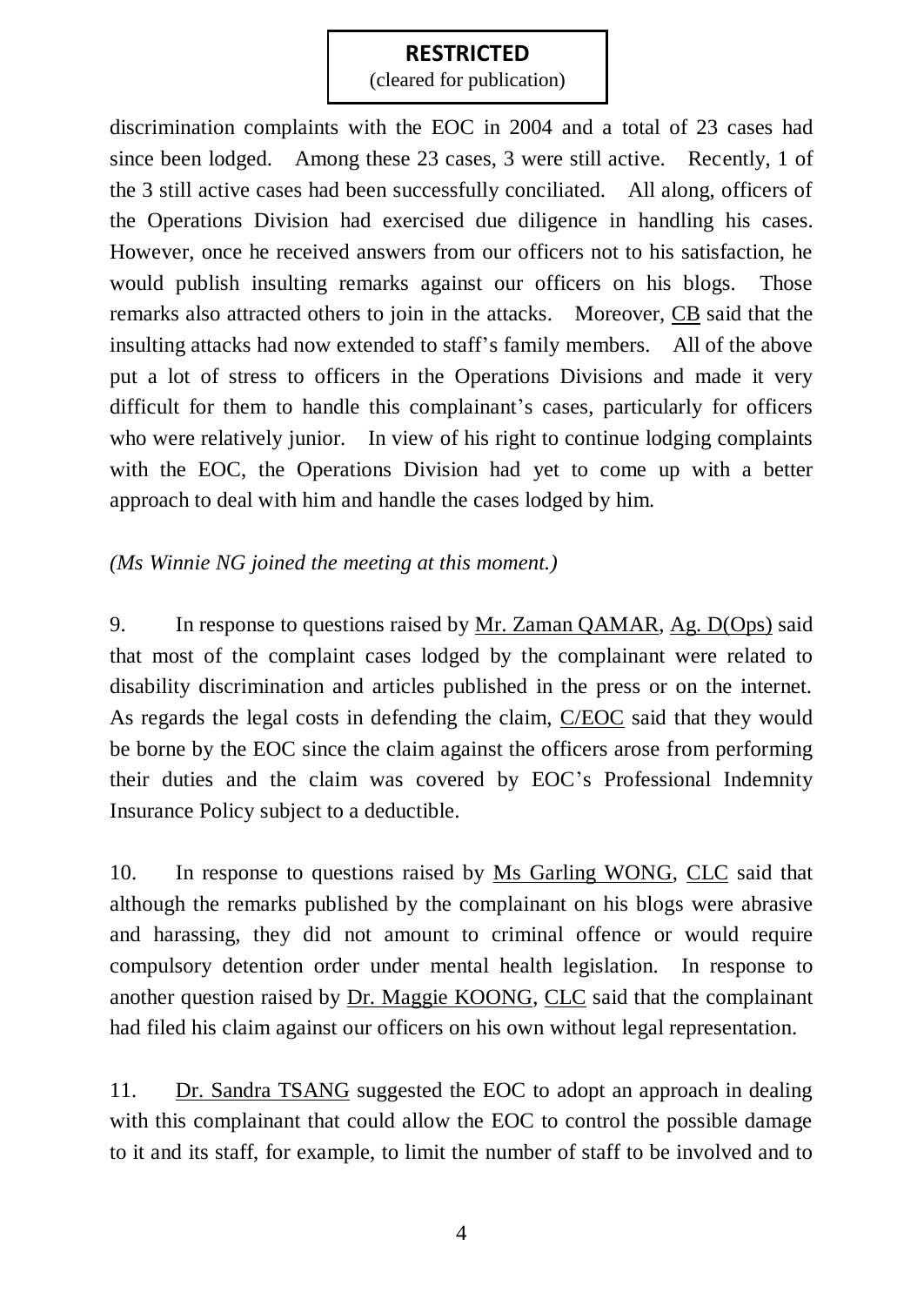discrimination complaints with the EOC in 2004 and a total of 23 cases had since been lodged. Among these 23 cases, 3 were still active. Recently, 1 of the 3 still active cases had been successfully conciliated. All along, officers of the Operations Division had exercised due diligence in handling his cases. However, once he received answers from our officers not to his satisfaction, he would publish insulting remarks against our officers on his blogs. Those remarks also attracted others to join in the attacks. Moreover, CB said that the insulting attacks had now extended to staff's family members. All of the above put a lot of stress to officers in the Operations Divisions and made it very difficult for them to handle this complainant's cases, particularly for officers who were relatively junior. In view of his right to continue lodging complaints with the EOC, the Operations Division had yet to come up with a better approach to deal with him and handle the cases lodged by him.

*(Ms Winnie NG joined the meeting at this moment.)*

9. In response to questions raised by Mr. Zaman QAMAR, Ag. D(Ops) said that most of the complaint cases lodged by the complainant were related to disability discrimination and articles published in the press or on the internet. As regards the legal costs in defending the claim, C/EOC said that they would be borne by the EOC since the claim against the officers arose from performing their duties and the claim was covered by EOC's Professional Indemnity Insurance Policy subject to a deductible.

10. In response to questions raised by Ms Garling WONG, CLC said that although the remarks published by the complainant on his blogs were abrasive and harassing, they did not amount to criminal offence or would require compulsory detention order under mental health legislation. In response to another question raised by Dr. Maggie KOONG, CLC said that the complainant had filed his claim against our officers on his own without legal representation.

11. Dr. Sandra TSANG suggested the EOC to adopt an approach in dealing with this complainant that could allow the EOC to control the possible damage to it and its staff, for example, to limit the number of staff to be involved and to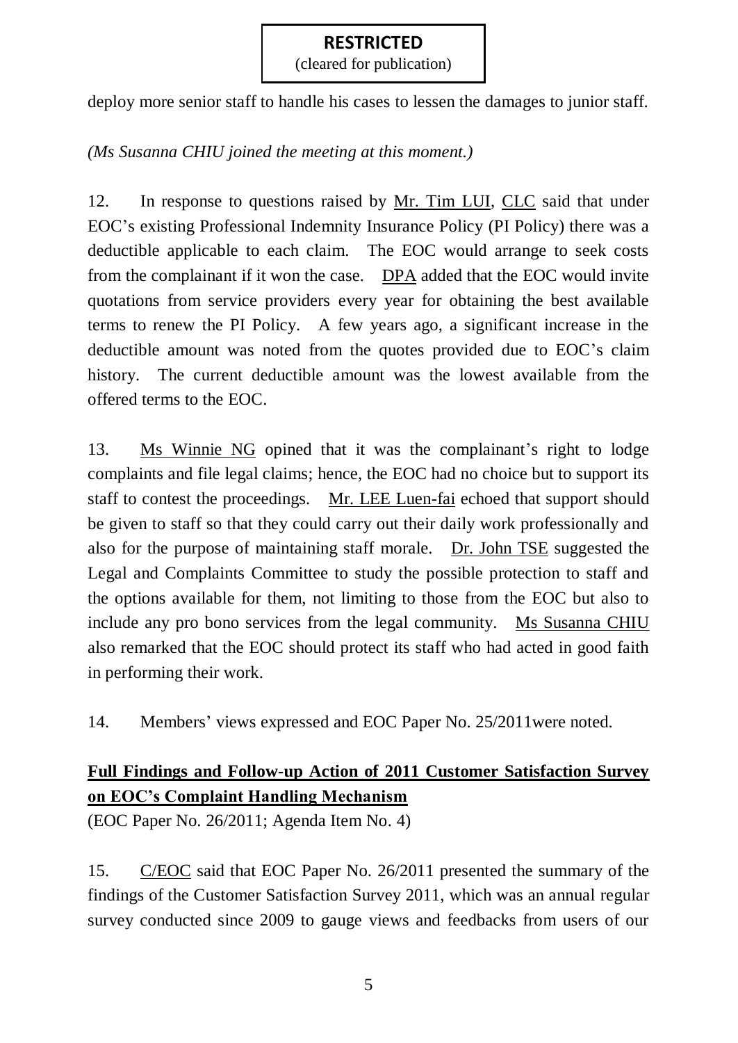deploy more senior staff to handle his cases to lessen the damages to junior staff.

*(Ms Susanna CHIU joined the meeting at this moment.)*

12. In response to questions raised by Mr. Tim LUI, CLC said that under EOC's existing Professional Indemnity Insurance Policy (PI Policy) there was a deductible applicable to each claim. The EOC would arrange to seek costs from the complainant if it won the case. DPA added that the EOC would invite quotations from service providers every year for obtaining the best available terms to renew the PI Policy. A few years ago, a significant increase in the deductible amount was noted from the quotes provided due to EOC's claim history. The current deductible amount was the lowest available from the offered terms to the EOC.

13. Ms Winnie NG opined that it was the complainant's right to lodge complaints and file legal claims; hence, the EOC had no choice but to support its staff to contest the proceedings. Mr. LEE Luen-fai echoed that support should be given to staff so that they could carry out their daily work professionally and also for the purpose of maintaining staff morale. Dr. John TSE suggested the Legal and Complaints Committee to study the possible protection to staff and the options available for them, not limiting to those from the EOC but also to include any pro bono services from the legal community. Ms Susanna CHIU also remarked that the EOC should protect its staff who had acted in good faith in performing their work.

14. Members' views expressed and EOC Paper No. 25/2011were noted.

**Full Findings and Follow-up Action of 2011 Customer Satisfaction Survey on EOC's Complaint Handling Mechanism**

(EOC Paper No. 26/2011; Agenda Item No. 4)

15. C/EOC said that EOC Paper No. 26/2011 presented the summary of the findings of the Customer Satisfaction Survey 2011, which was an annual regular survey conducted since 2009 to gauge views and feedbacks from users of our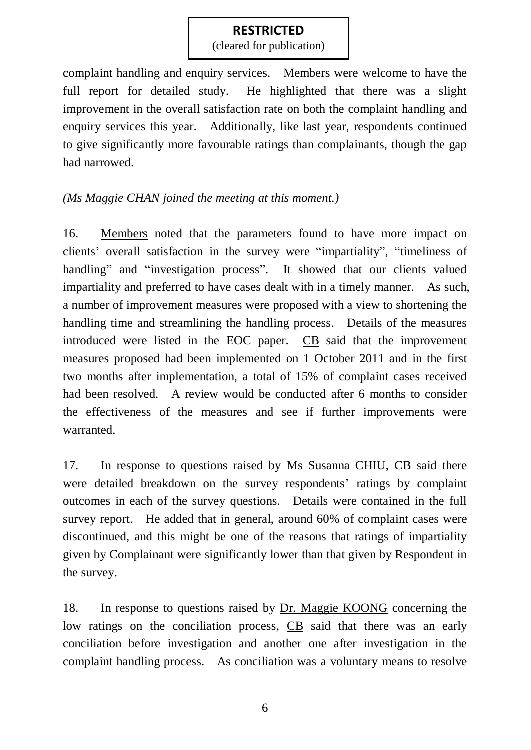complaint handling and enquiry services. Members were welcome to have the full report for detailed study. He highlighted that there was a slight improvement in the overall satisfaction rate on both the complaint handling and enquiry services this year. Additionally, like last year, respondents continued to give significantly more favourable ratings than complainants, though the gap had narrowed.

*(Ms Maggie CHAN joined the meeting at this moment.)*

16. Members noted that the parameters found to have more impact on clients' overall satisfaction in the survey were "impartiality", "timeliness of handling" and "investigation process". It showed that our clients valued impartiality and preferred to have cases dealt with in a timely manner. As such, a number of improvement measures were proposed with a view to shortening the handling time and streamlining the handling process. Details of the measures introduced were listed in the EOC paper. CB said that the improvement measures proposed had been implemented on 1 October 2011 and in the first two months after implementation, a total of 15% of complaint cases received had been resolved. A review would be conducted after 6 months to consider the effectiveness of the measures and see if further improvements were warranted.

17. In response to questions raised by Ms Susanna CHIU, CB said there were detailed breakdown on the survey respondents' ratings by complaint outcomes in each of the survey questions. Details were contained in the full survey report. He added that in general, around 60% of complaint cases were discontinued, and this might be one of the reasons that ratings of impartiality given by Complainant were significantly lower than that given by Respondent in the survey.

18. In response to questions raised by Dr. Maggie KOONG concerning the low ratings on the conciliation process, CB said that there was an early conciliation before investigation and another one after investigation in the complaint handling process. As conciliation was a voluntary means to resolve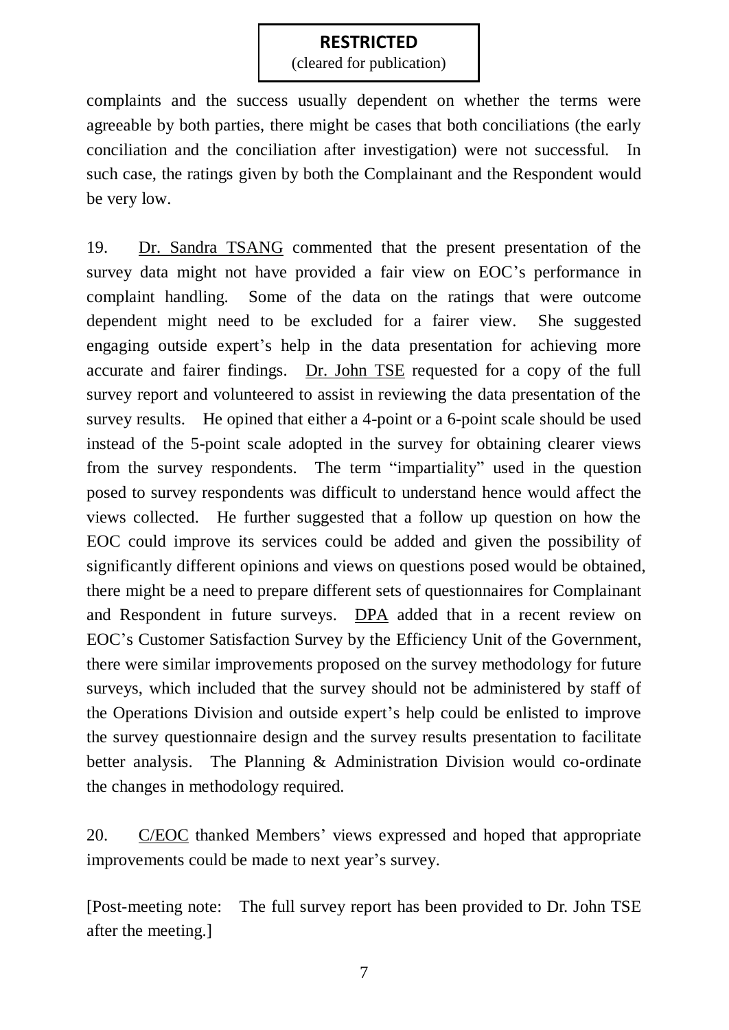complaints and the success usually dependent on whether the terms were agreeable by both parties, there might be cases that both conciliations (the early conciliation and the conciliation after investigation) were not successful. In such case, the ratings given by both the Complainant and the Respondent would be very low.

19. Dr. Sandra TSANG commented that the present presentation of the survey data might not have provided a fair view on EOC's performance in complaint handling. Some of the data on the ratings that were outcome dependent might need to be excluded for a fairer view. She suggested engaging outside expert's help in the data presentation for achieving more accurate and fairer findings. Dr. John TSE requested for a copy of the full survey report and volunteered to assist in reviewing the data presentation of the survey results. He opined that either a 4-point or a 6-point scale should be used instead of the 5-point scale adopted in the survey for obtaining clearer views from the survey respondents. The term "impartiality" used in the question posed to survey respondents was difficult to understand hence would affect the views collected. He further suggested that a follow up question on how the EOC could improve its services could be added and given the possibility of significantly different opinions and views on questions posed would be obtained, there might be a need to prepare different sets of questionnaires for Complainant and Respondent in future surveys. DPA added that in a recent review on EOC's Customer Satisfaction Survey by the Efficiency Unit of the Government, there were similar improvements proposed on the survey methodology for future surveys, which included that the survey should not be administered by staff of the Operations Division and outside expert's help could be enlisted to improve the survey questionnaire design and the survey results presentation to facilitate better analysis. The Planning & Administration Division would co-ordinate the changes in methodology required.

20. C/EOC thanked Members' views expressed and hoped that appropriate improvements could be made to next year's survey.

[Post-meeting note: The full survey report has been provided to Dr. John TSE after the meeting.]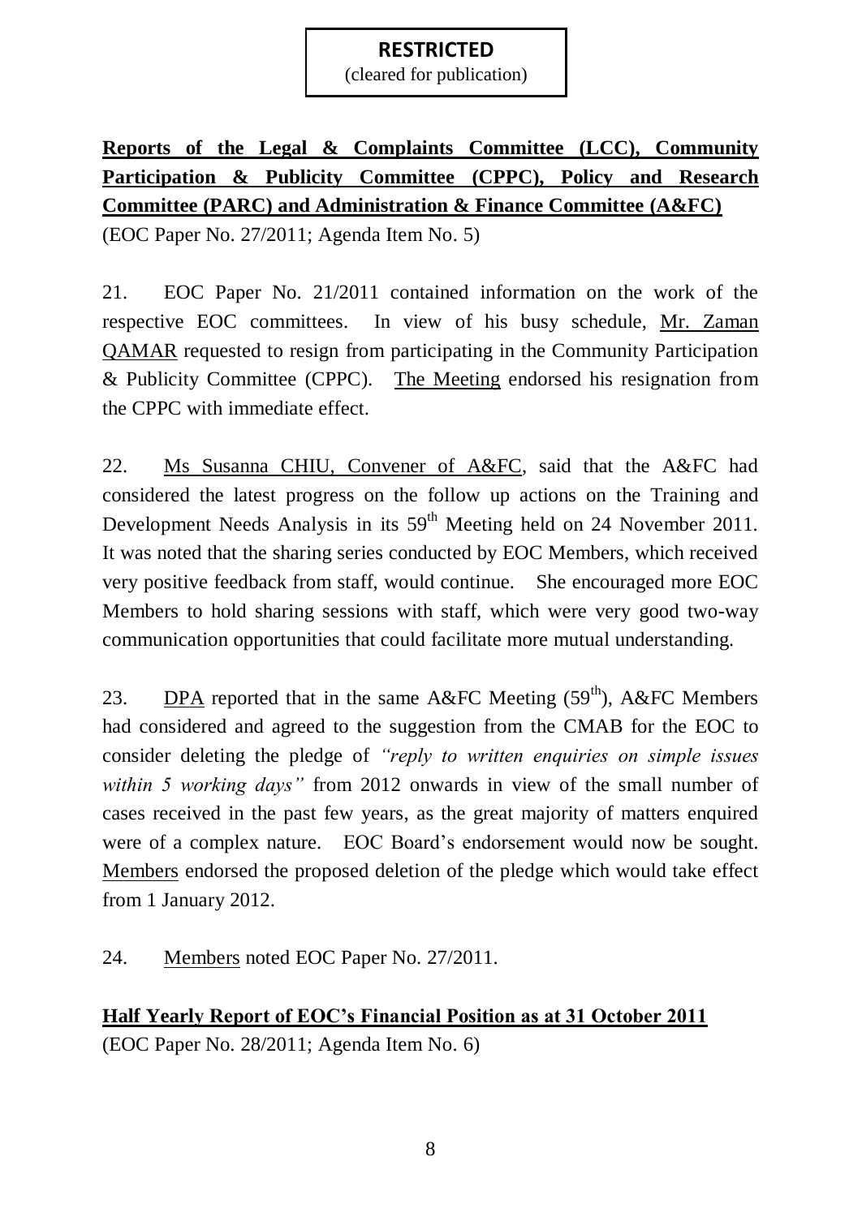**RESTRICTED**
(cleared for publication)

**Reports of the Legal & Complaints Committee (LCC), Community Participation & Publicity Committee (CPPC), Policy and Research Committee (PARC) and Administration & Finance Committee (A&FC)**
(EOC Paper No. 27/2011; Agenda Item No. 5)

21. EOC Paper No. 21/2011 contained information on the work of the respective EOC committees. In view of his busy schedule, Mr. Zaman QAMAR requested to resign from participating in the Community Participation & Publicity Committee (CPPC). The Meeting endorsed his resignation from the CPPC with immediate effect.

22. Ms Susanna CHIU, Convener of A&FC, said that the A&FC had considered the latest progress on the follow up actions on the Training and Development Needs Analysis in its 59th Meeting held on 24 November 2011. It was noted that the sharing series conducted by EOC Members, which received very positive feedback from staff, would continue. She encouraged more EOC Members to hold sharing sessions with staff, which were very good two-way communication opportunities that could facilitate more mutual understanding.

23. DPA reported that in the same A&FC Meeting (59th), A&FC Members had considered and agreed to the suggestion from the CMAB for the EOC to consider deleting the pledge of *"reply to written enquiries on simple issues within 5 working days"* from 2012 onwards in view of the small number of cases received in the past few years, as the great majority of matters enquired were of a complex nature. EOC Board's endorsement would now be sought. Members endorsed the proposed deletion of the pledge which would take effect from 1 January 2012.

24. Members noted EOC Paper No. 27/2011.

**Half Yearly Report of EOC's Financial Position as at 31 October 2011**
(EOC Paper No. 28/2011; Agenda Item No. 6)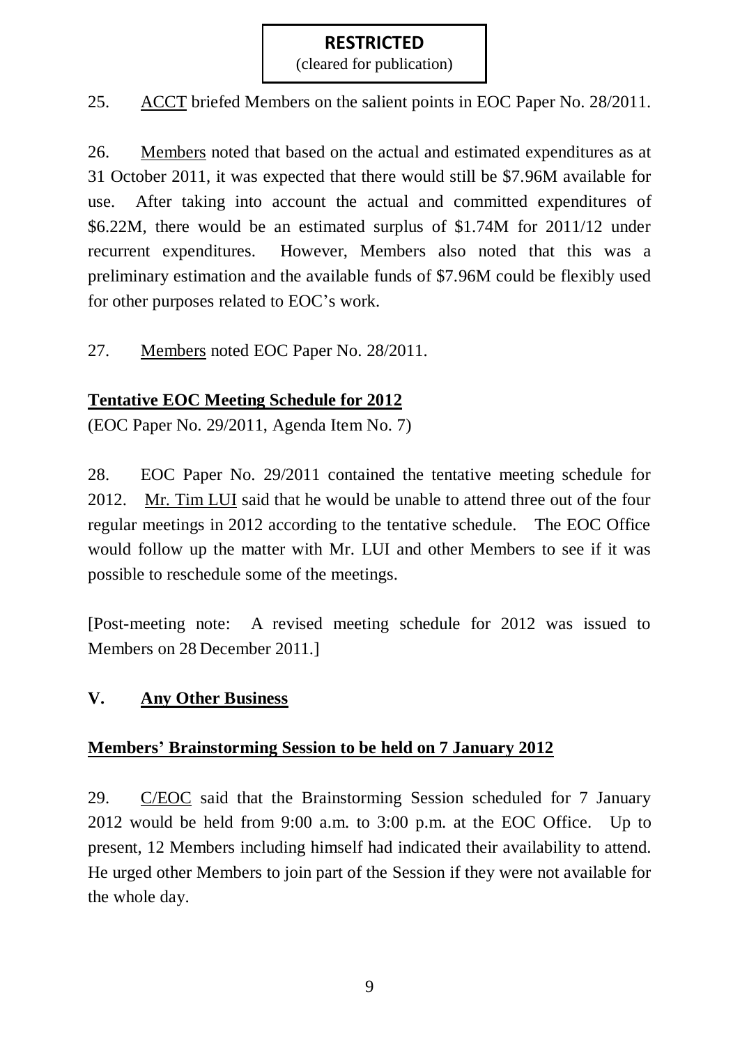25. ACCT briefed Members on the salient points in EOC Paper No. 28/2011.

26. Members noted that based on the actual and estimated expenditures as at 31 October 2011, it was expected that there would still be $7.96M available for use. After taking into account the actual and committed expenditures of $6.22M, there would be an estimated surplus of $1.74M for 2011/12 under recurrent expenditures. However, Members also noted that this was a preliminary estimation and the available funds of $7.96M could be flexibly used for other purposes related to EOC's work.

27. Members noted EOC Paper No. 28/2011.

**Tentative EOC Meeting Schedule for 2012**

(EOC Paper No. 29/2011, Agenda Item No. 7)

28. EOC Paper No. 29/2011 contained the tentative meeting schedule for 2012. Mr. Tim LUI said that he would be unable to attend three out of the four regular meetings in 2012 according to the tentative schedule. The EOC Office would follow up the matter with Mr. LUI and other Members to see if it was possible to reschedule some of the meetings.

[Post-meeting note: A revised meeting schedule for 2012 was issued to Members on 28 December 2011.]

## V. Any Other Business

**Members' Brainstorming Session to be held on 7 January 2012**

29. C/EOC said that the Brainstorming Session scheduled for 7 January 2012 would be held from 9:00 a.m. to 3:00 p.m. at the EOC Office. Up to present, 12 Members including himself had indicated their availability to attend. He urged other Members to join part of the Session if they were not available for the whole day.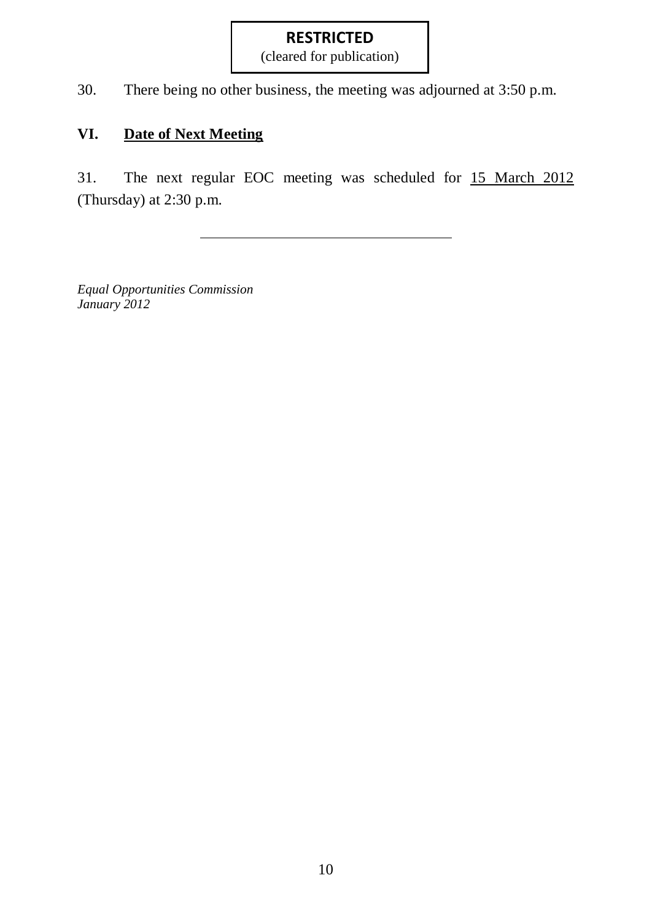**RESTRICTED**
(cleared for publication)

30. There being no other business, the meeting was adjourned at 3:50 p.m.

## VI. Date of Next Meeting

31. The next regular EOC meeting was scheduled for 15 March 2012 (Thursday) at 2:30 p.m.

---

*Equal Opportunities Commission*
*January 2012*